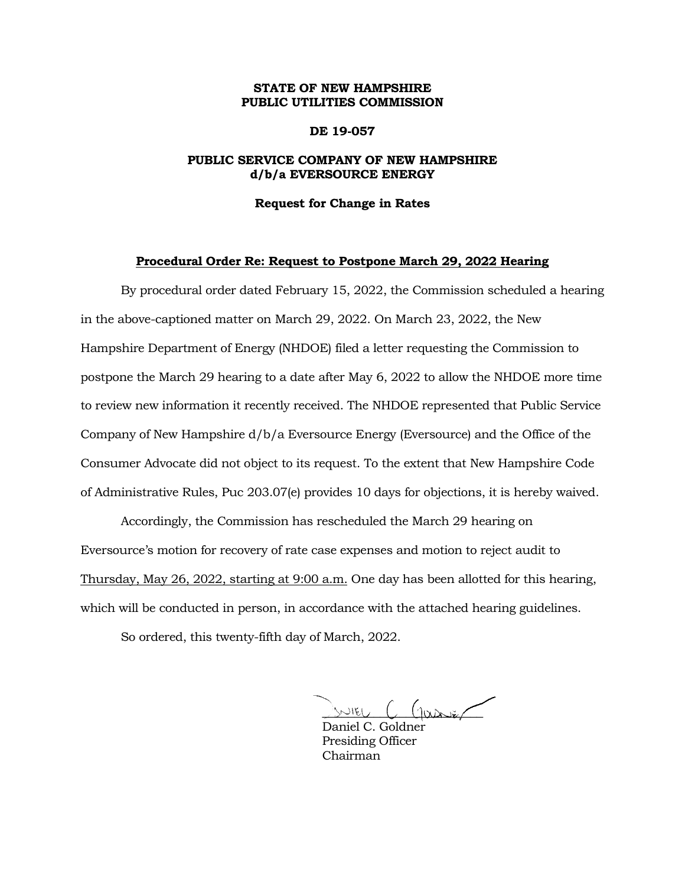**STATE OF NEW HAMPSHIRE**
**PUBLIC UTILITIES COMMISSION**

**DE 19-057**

**PUBLIC SERVICE COMPANY OF NEW HAMPSHIRE**
**d/b/a EVERSOURCE ENERGY**

**Request for Change in Rates**

**<u>Procedural Order Re: Request to Postpone March 29, 2022 Hearing</u>**

By procedural order dated February 15, 2022, the Commission scheduled a hearing in the above-captioned matter on March 29, 2022. On March 23, 2022, the New Hampshire Department of Energy (NHDOE) filed a letter requesting the Commission to postpone the March 29 hearing to a date after May 6, 2022 to allow the NHDOE more time to review new information it recently received. The NHDOE represented that Public Service Company of New Hampshire d/b/a Eversource Energy (Eversource) and the Office of the Consumer Advocate did not object to its request. To the extent that New Hampshire Code of Administrative Rules, Puc 203.07(e) provides 10 days for objections, it is hereby waived.

Accordingly, the Commission has rescheduled the March 29 hearing on Eversource's motion for recovery of rate case expenses and motion to reject audit to <u>Thursday, May 26, 2022, starting at 9:00 a.m.</u> One day has been allotted for this hearing, which will be conducted in person, in accordance with the attached hearing guidelines.

So ordered, this twenty-fifth day of March, 2022.

Daniel C. Goldner
Presiding Officer
Chairman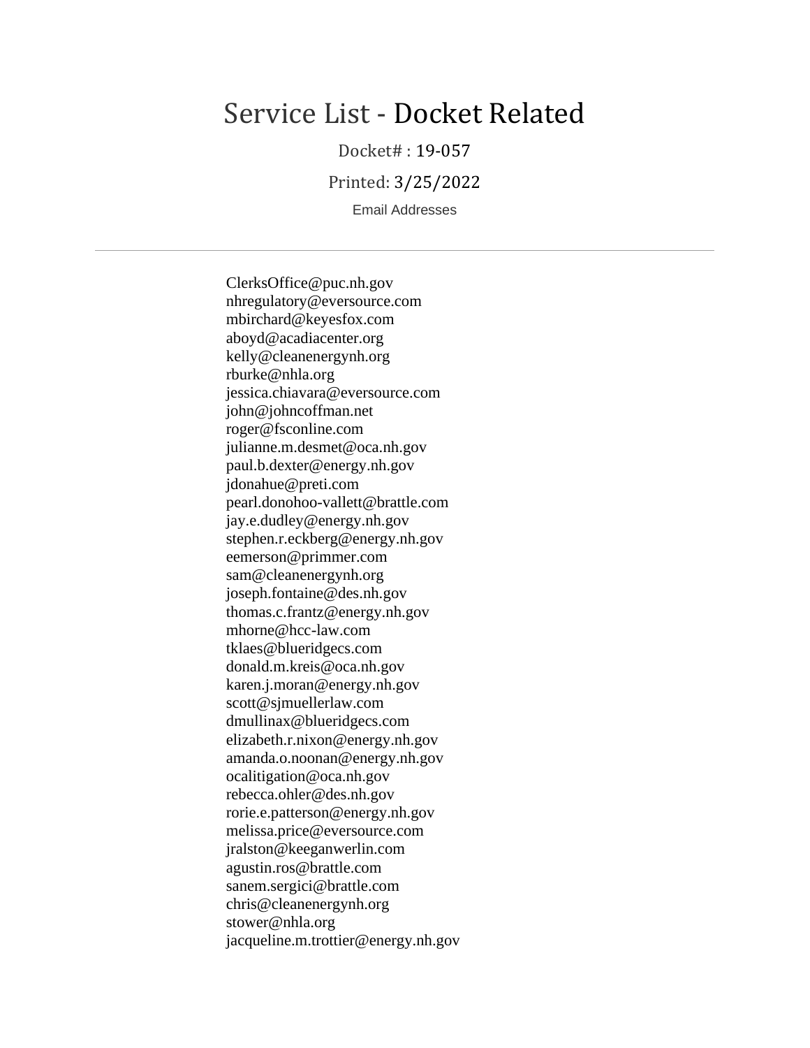# Service List - Docket Related

Docket# : 19-057

Printed: 3/25/2022

Email Addresses

---

ClerksOffice@puc.nh.gov
nhregulatory@eversource.com
mbirchard@keyesfox.com
aboyd@acadiacenter.org
kelly@cleanenergynh.org
rburke@nhla.org
jessica.chiavara@eversource.com
john@johncoffman.net
roger@fsconline.com
julianne.m.desmet@oca.nh.gov
paul.b.dexter@energy.nh.gov
jdonahue@preti.com
pearl.donohoo-vallett@brattle.com
jay.e.dudley@energy.nh.gov
stephen.r.eckberg@energy.nh.gov
eemerson@primmer.com
sam@cleanenergynh.org
joseph.fontaine@des.nh.gov
thomas.c.frantz@energy.nh.gov
mhorne@hcc-law.com
tklaes@blueridgecs.com
donald.m.kreis@oca.nh.gov
karen.j.moran@energy.nh.gov
scott@sjmuellerlaw.com
dmullinax@blueridgecs.com
elizabeth.r.nixon@energy.nh.gov
amanda.o.noonan@energy.nh.gov
ocalitigation@oca.nh.gov
rebecca.ohler@des.nh.gov
rorie.e.patterson@energy.nh.gov
melissa.price@eversource.com
jralston@keeganwerlin.com
agustin.ros@brattle.com
sanem.sergici@brattle.com
chris@cleanenergynh.org
stower@nhla.org
jacqueline.m.trottier@energy.nh.gov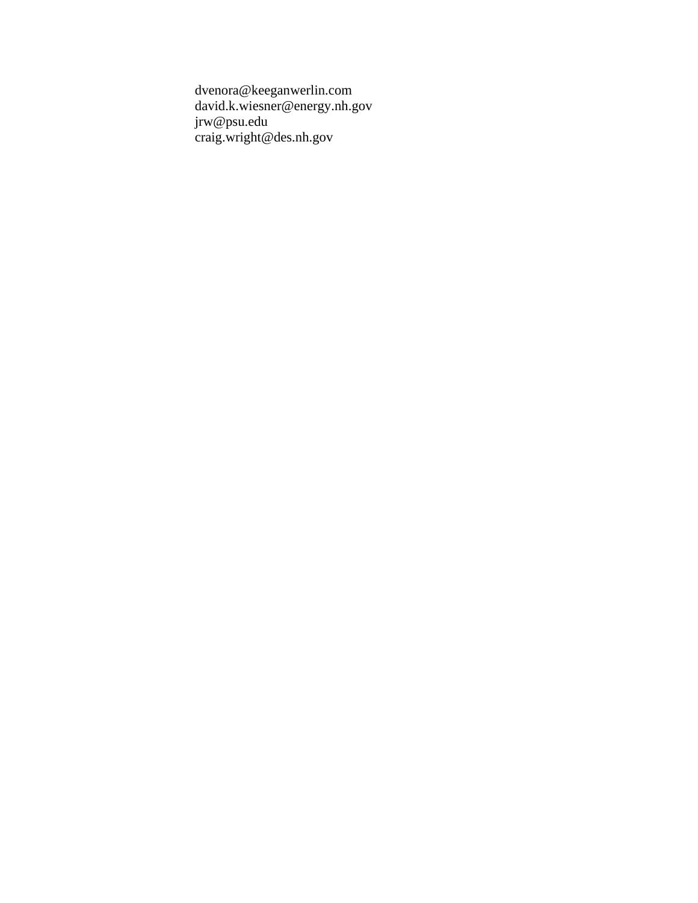dvenora@keeganwerlin.com
david.k.wiesner@energy.nh.gov
jrw@psu.edu
craig.wright@des.nh.gov